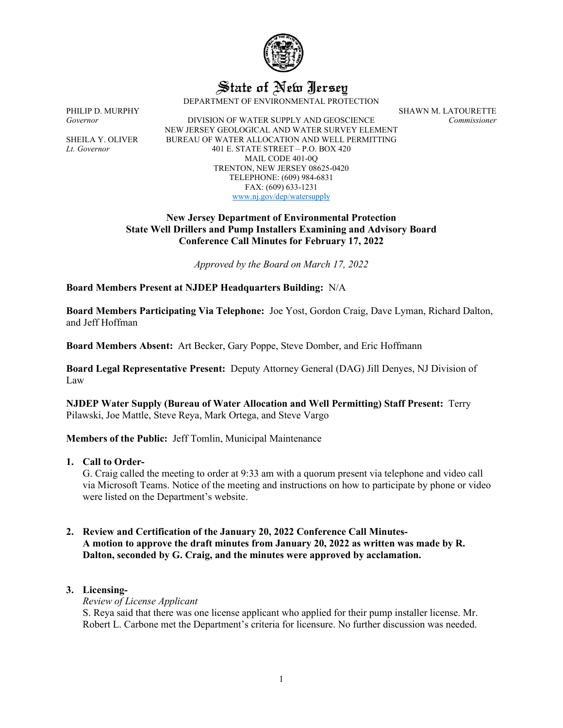# State of New Jersey

DEPARTMENT OF ENVIRONMENTAL PROTECTION

PHILIP D. MURPHY
*Governor*

SHEILA Y. OLIVER
*Lt. Governor*

DIVISION OF WATER SUPPLY AND GEOSCIENCE
NEW JERSEY GEOLOGICAL AND WATER SURVEY ELEMENT
BUREAU OF WATER ALLOCATION AND WELL PERMITTING
401 E. STATE STREET – P.O. BOX 420
MAIL CODE 401-0Q
TRENTON, NEW JERSEY 08625-0420
TELEPHONE: (609) 984-6831
FAX: (609) 633-1231
www.nj.gov/dep/watersupply

SHAWN M. LATOURETTE
*Commissioner*

## New Jersey Department of Environmental Protection
## State Well Drillers and Pump Installers Examining and Advisory Board
## Conference Call Minutes for February 17, 2022

*Approved by the Board on March 17, 2022*

**Board Members Present at NJDEP Headquarters Building:** N/A

**Board Members Participating Via Telephone:** Joe Yost, Gordon Craig, Dave Lyman, Richard Dalton, and Jeff Hoffman

**Board Members Absent:** Art Becker, Gary Poppe, Steve Domber, and Eric Hoffmann

**Board Legal Representative Present:** Deputy Attorney General (DAG) Jill Denyes, NJ Division of Law

**NJDEP Water Supply (Bureau of Water Allocation and Well Permitting) Staff Present:** Terry Pilawski, Joe Mattle, Steve Reya, Mark Ortega, and Steve Vargo

**Members of the Public:** Jeff Tomlin, Municipal Maintenance

1. **Call to Order-**
   G. Craig called the meeting to order at 9:33 am with a quorum present via telephone and video call via Microsoft Teams. Notice of the meeting and instructions on how to participate by phone or video were listed on the Department's website.

2. **Review and Certification of the January 20, 2022 Conference Call Minutes-**
   **A motion to approve the draft minutes from January 20, 2022 as written was made by R. Dalton, seconded by G. Craig, and the minutes were approved by acclamation.**

3. **Licensing-**
   *Review of License Applicant*
   S. Reya said that there was one license applicant who applied for their pump installer license. Mr. Robert L. Carbone met the Department's criteria for licensure. No further discussion was needed.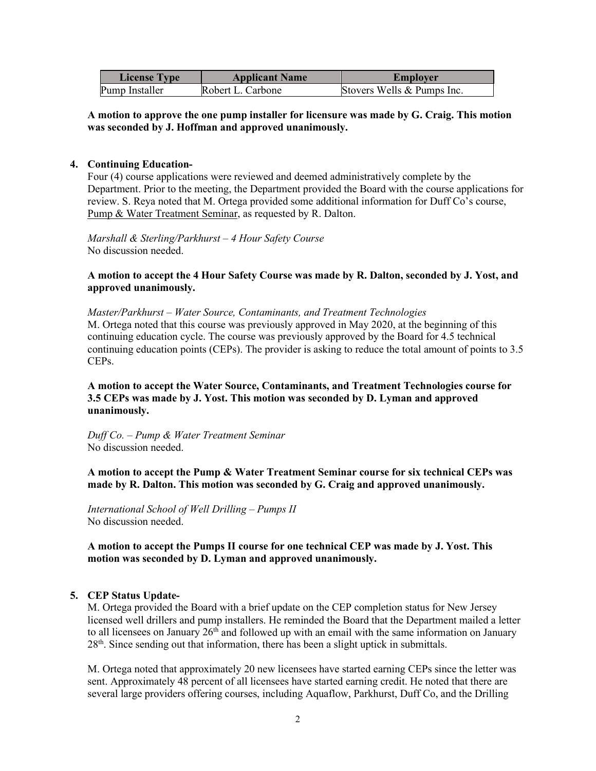| License Type | Applicant Name | Employer |
|---|---|---|
| Pump Installer | Robert L. Carbone | Stovers Wells & Pumps Inc. |

**A motion to approve the one pump installer for licensure was made by G. Craig. This motion was seconded by J. Hoffman and approved unanimously.**

4. **Continuing Education-**

Four (4) course applications were reviewed and deemed administratively complete by the Department. Prior to the meeting, the Department provided the Board with the course applications for review. S. Reya noted that M. Ortega provided some additional information for Duff Co's course, Pump & Water Treatment Seminar, as requested by R. Dalton.

*Marshall & Sterling/Parkhurst – 4 Hour Safety Course*
No discussion needed.

**A motion to accept the 4 Hour Safety Course was made by R. Dalton, seconded by J. Yost, and approved unanimously.**

*Master/Parkhurst – Water Source, Contaminants, and Treatment Technologies*
M. Ortega noted that this course was previously approved in May 2020, at the beginning of this continuing education cycle. The course was previously approved by the Board for 4.5 technical continuing education points (CEPs). The provider is asking to reduce the total amount of points to 3.5 CEPs.

**A motion to accept the Water Source, Contaminants, and Treatment Technologies course for 3.5 CEPs was made by J. Yost. This motion was seconded by D. Lyman and approved unanimously.**

*Duff Co. – Pump & Water Treatment Seminar*
No discussion needed.

**A motion to accept the Pump & Water Treatment Seminar course for six technical CEPs was made by R. Dalton. This motion was seconded by G. Craig and approved unanimously.**

*International School of Well Drilling – Pumps II*
No discussion needed.

**A motion to accept the Pumps II course for one technical CEP was made by J. Yost. This motion was seconded by D. Lyman and approved unanimously.**

5. **CEP Status Update-**

M. Ortega provided the Board with a brief update on the CEP completion status for New Jersey licensed well drillers and pump installers. He reminded the Board that the Department mailed a letter to all licensees on January 26th and followed up with an email with the same information on January 28th. Since sending out that information, there has been a slight uptick in submittals.

M. Ortega noted that approximately 20 new licensees have started earning CEPs since the letter was sent. Approximately 48 percent of all licensees have started earning credit. He noted that there are several large providers offering courses, including Aquaflow, Parkhurst, Duff Co, and the Drilling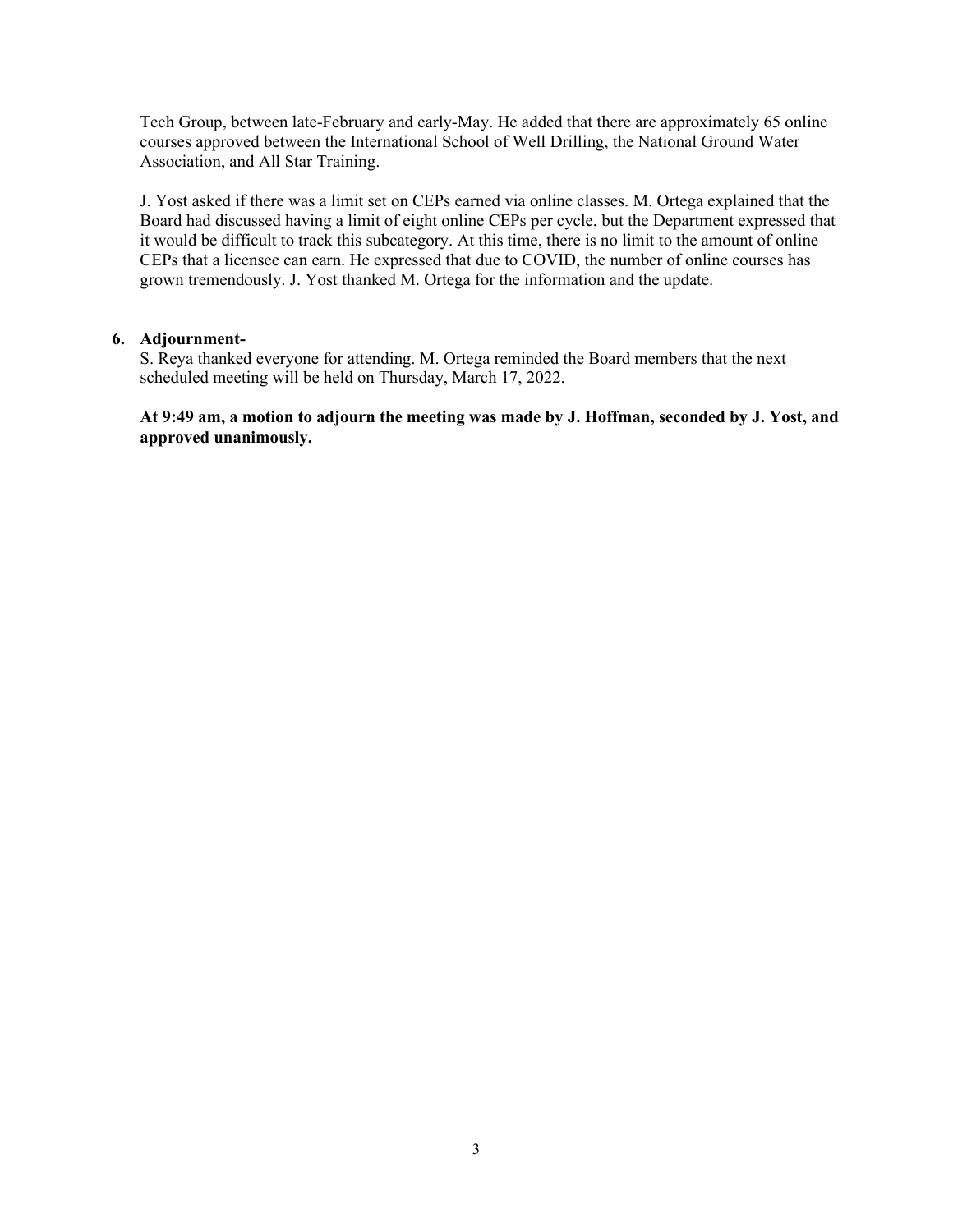Tech Group, between late-February and early-May. He added that there are approximately 65 online courses approved between the International School of Well Drilling, the National Ground Water Association, and All Star Training.

J. Yost asked if there was a limit set on CEPs earned via online classes. M. Ortega explained that the Board had discussed having a limit of eight online CEPs per cycle, but the Department expressed that it would be difficult to track this subcategory. At this time, there is no limit to the amount of online CEPs that a licensee can earn. He expressed that due to COVID, the number of online courses has grown tremendously. J. Yost thanked M. Ortega for the information and the update.

6. **Adjournment-**

S. Reya thanked everyone for attending. M. Ortega reminded the Board members that the next scheduled meeting will be held on Thursday, March 17, 2022.

**At 9:49 am, a motion to adjourn the meeting was made by J. Hoffman, seconded by J. Yost, and approved unanimously.**